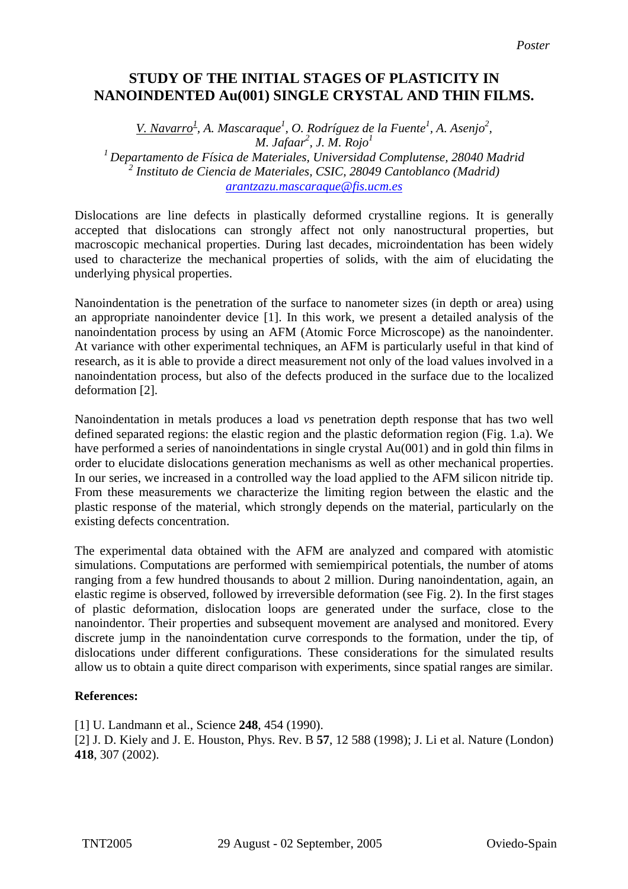*Poster*

# STUDY OF THE INITIAL STAGES OF PLASTICITY IN NANOINDENTED Au(001) SINGLE CRYSTAL AND THIN FILMS.

*V. Navarro[1], A. Mascaraque[1], O. Rodríguez de la Fuente[1], A. Asenjo[2], M. Jafaar[2], J. M. Rojo[1]*
*[1] Departamento de Física de Materiales, Universidad Complutense, 28040 Madrid*
*[2] Instituto de Ciencia de Materiales, CSIC, 28049 Cantoblanco (Madrid)*
*arantzazu.mascaraque@fis.ucm.es*

Dislocations are line defects in plastically deformed crystalline regions. It is generally accepted that dislocations can strongly affect not only nanostructural properties, but macroscopic mechanical properties. During last decades, microindentation has been widely used to characterize the mechanical properties of solids, with the aim of elucidating the underlying physical properties.

Nanoindentation is the penetration of the surface to nanometer sizes (in depth or area) using an appropriate nanoindenter device [1]. In this work, we present a detailed analysis of the nanoindentation process by using an AFM (Atomic Force Microscope) as the nanoindenter. At variance with other experimental techniques, an AFM is particularly useful in that kind of research, as it is able to provide a direct measurement not only of the load values involved in a nanoindentation process, but also of the defects produced in the surface due to the localized deformation [2].

Nanoindentation in metals produces a load *vs* penetration depth response that has two well defined separated regions: the elastic region and the plastic deformation region (Fig. 1.a). We have performed a series of nanoindentations in single crystal Au(001) and in gold thin films in order to elucidate dislocations generation mechanisms as well as other mechanical properties. In our series, we increased in a controlled way the load applied to the AFM silicon nitride tip. From these measurements we characterize the limiting region between the elastic and the plastic response of the material, which strongly depends on the material, particularly on the existing defects concentration.

The experimental data obtained with the AFM are analyzed and compared with atomistic simulations. Computations are performed with semiempirical potentials, the number of atoms ranging from a few hundred thousands to about 2 million. During nanoindentation, again, an elastic regime is observed, followed by irreversible deformation (see Fig. 2). In the first stages of plastic deformation, dislocation loops are generated under the surface, close to the nanoindentor. Their properties and subsequent movement are analysed and monitored. Every discrete jump in the nanoindentation curve corresponds to the formation, under the tip, of dislocations under different configurations. These considerations for the simulated results allow us to obtain a quite direct comparison with experiments, since spatial ranges are similar.

**References:**

[1] U. Landmann et al., Science **248**, 454 (1990).
[2] J. D. Kiely and J. E. Houston, Phys. Rev. B **57**, 12 588 (1998); J. Li et al. Nature (London) **418**, 307 (2002).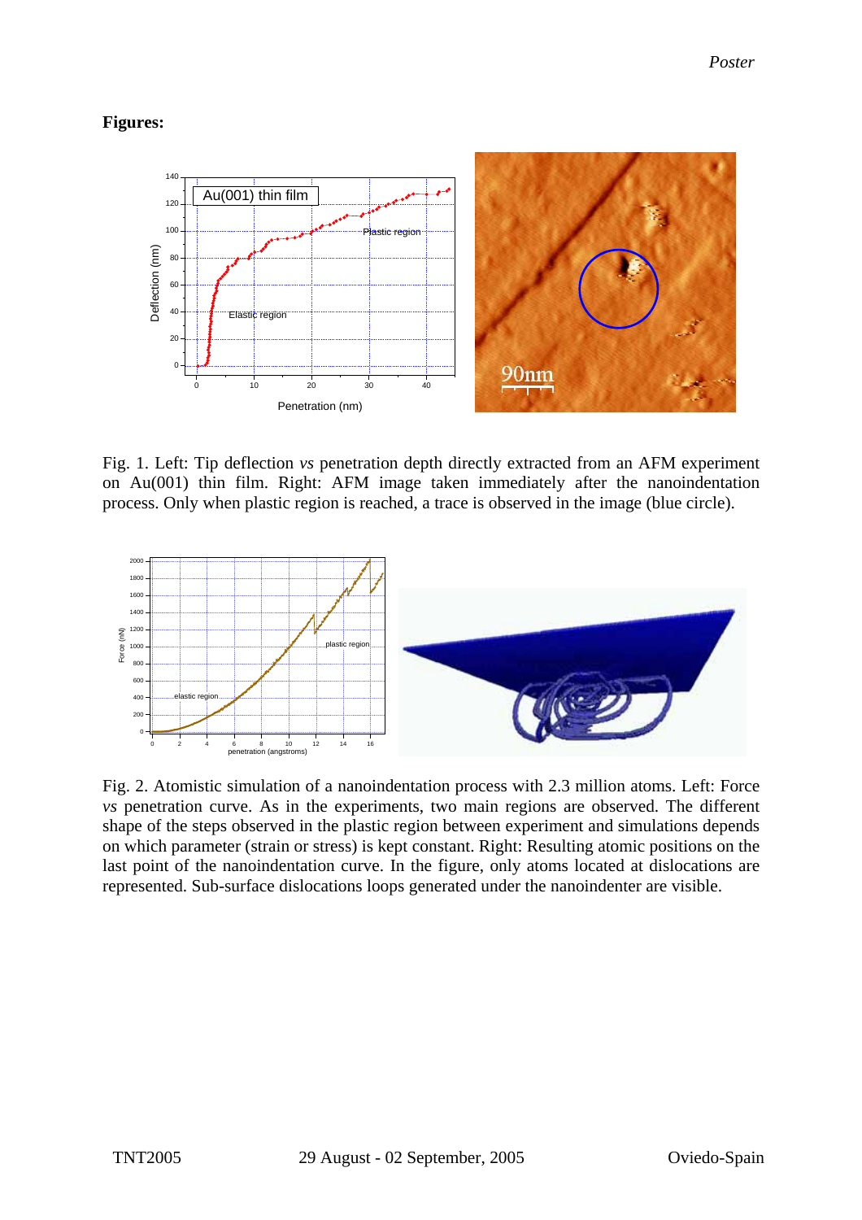**Figures:**

Au(001) thin film

140
120
100
80
60
40
20
0

Deflection (nm)

Plastic region

Elastic region

0
10
20
30
40

Penetration (nm)

90nm

Fig. 1. Left: Tip deflection *vs* penetration depth directly extracted from an AFM experiment on Au(001) thin film. Right: AFM image taken immediately after the nanoindentation process. Only when plastic region is reached, a trace is observed in the image (blue circle).

2000
1800
1600
1400
1200
1000
800
600
400
200
0

Force (nN)

plastic region

elastic region

0
2
4
6
8
10
12
14
16

penetration (angstroms)

Fig. 2. Atomistic simulation of a nanoindentation process with 2.3 million atoms. Left: Force *vs* penetration curve. As in the experiments, two main regions are observed. The different shape of the steps observed in the plastic region between experiment and simulations depends on which parameter (strain or stress) is kept constant. Right: Resulting atomic positions on the last point of the nanoindentation curve. In the figure, only atoms located at dislocations are represented. Sub-surface dislocations loops generated under the nanoindenter are visible.